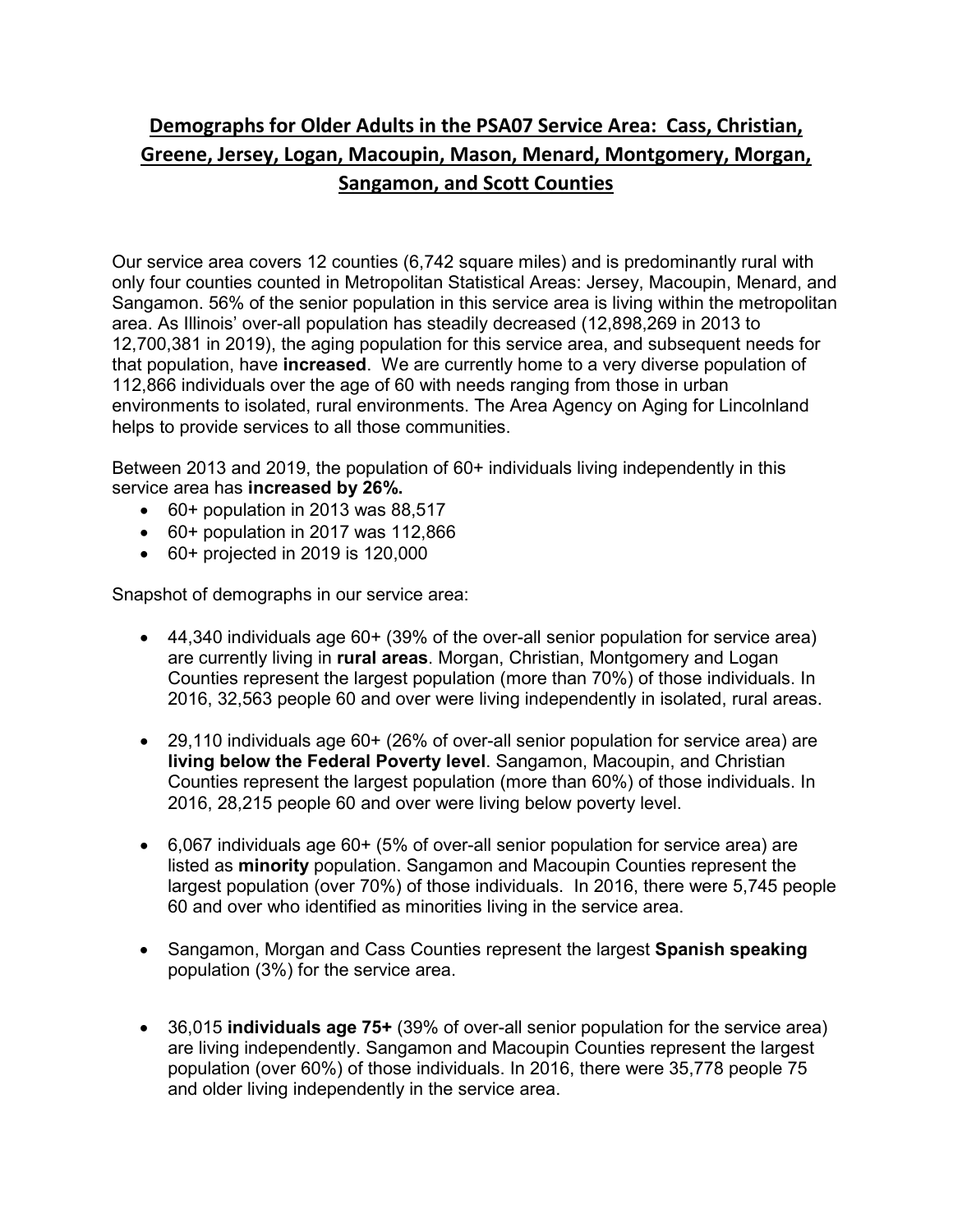# Demographs for Older Adults in the PSA07 Service Area: Cass, Christian, Greene, Jersey, Logan, Macoupin, Mason, Menard, Montgomery, Morgan, Sangamon, and Scott Counties

Our service area covers 12 counties (6,742 square miles) and is predominantly rural with only four counties counted in Metropolitan Statistical Areas: Jersey, Macoupin, Menard, and Sangamon. 56% of the senior population in this service area is living within the metropolitan area. As Illinois' over-all population has steadily decreased (12,898,269 in 2013 to 12,700,381 in 2019), the aging population for this service area, and subsequent needs for that population, have **increased**. We are currently home to a very diverse population of 112,866 individuals over the age of 60 with needs ranging from those in urban environments to isolated, rural environments. The Area Agency on Aging for Lincolnland helps to provide services to all those communities.

Between 2013 and 2019, the population of 60+ individuals living independently in this service area has **increased by 26%.**

- 60+ population in 2013 was 88,517
- 60+ population in 2017 was 112,866
- 60+ projected in 2019 is 120,000

Snapshot of demographs in our service area:

- 44,340 individuals age 60+ (39% of the over-all senior population for service area) are currently living in **rural areas**. Morgan, Christian, Montgomery and Logan Counties represent the largest population (more than 70%) of those individuals. In 2016, 32,563 people 60 and over were living independently in isolated, rural areas.

- 29,110 individuals age 60+ (26% of over-all senior population for service area) are **living below the Federal Poverty level**. Sangamon, Macoupin, and Christian Counties represent the largest population (more than 60%) of those individuals. In 2016, 28,215 people 60 and over were living below poverty level.

- 6,067 individuals age 60+ (5% of over-all senior population for service area) are listed as **minority** population. Sangamon and Macoupin Counties represent the largest population (over 70%) of those individuals. In 2016, there were 5,745 people 60 and over who identified as minorities living in the service area.

- Sangamon, Morgan and Cass Counties represent the largest **Spanish speaking** population (3%) for the service area.

- 36,015 **individuals age 75+** (39% of over-all senior population for the service area) are living independently. Sangamon and Macoupin Counties represent the largest population (over 60%) of those individuals. In 2016, there were 35,778 people 75 and older living independently in the service area.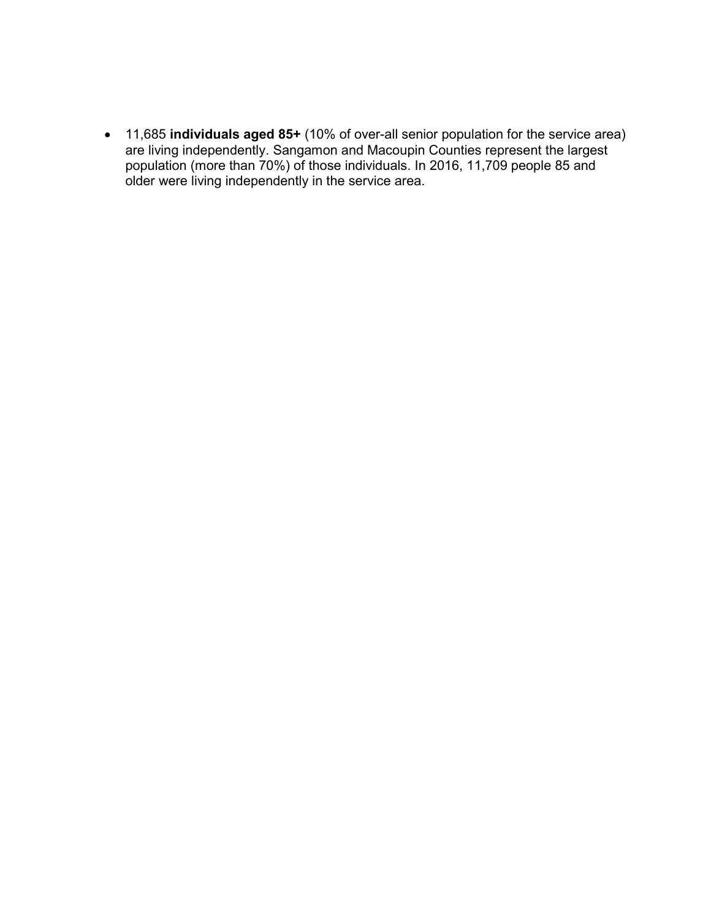- 11,685 **individuals aged 85+** (10% of over-all senior population for the service area) are living independently. Sangamon and Macoupin Counties represent the largest population (more than 70%) of those individuals. In 2016, 11,709 people 85 and older were living independently in the service area.